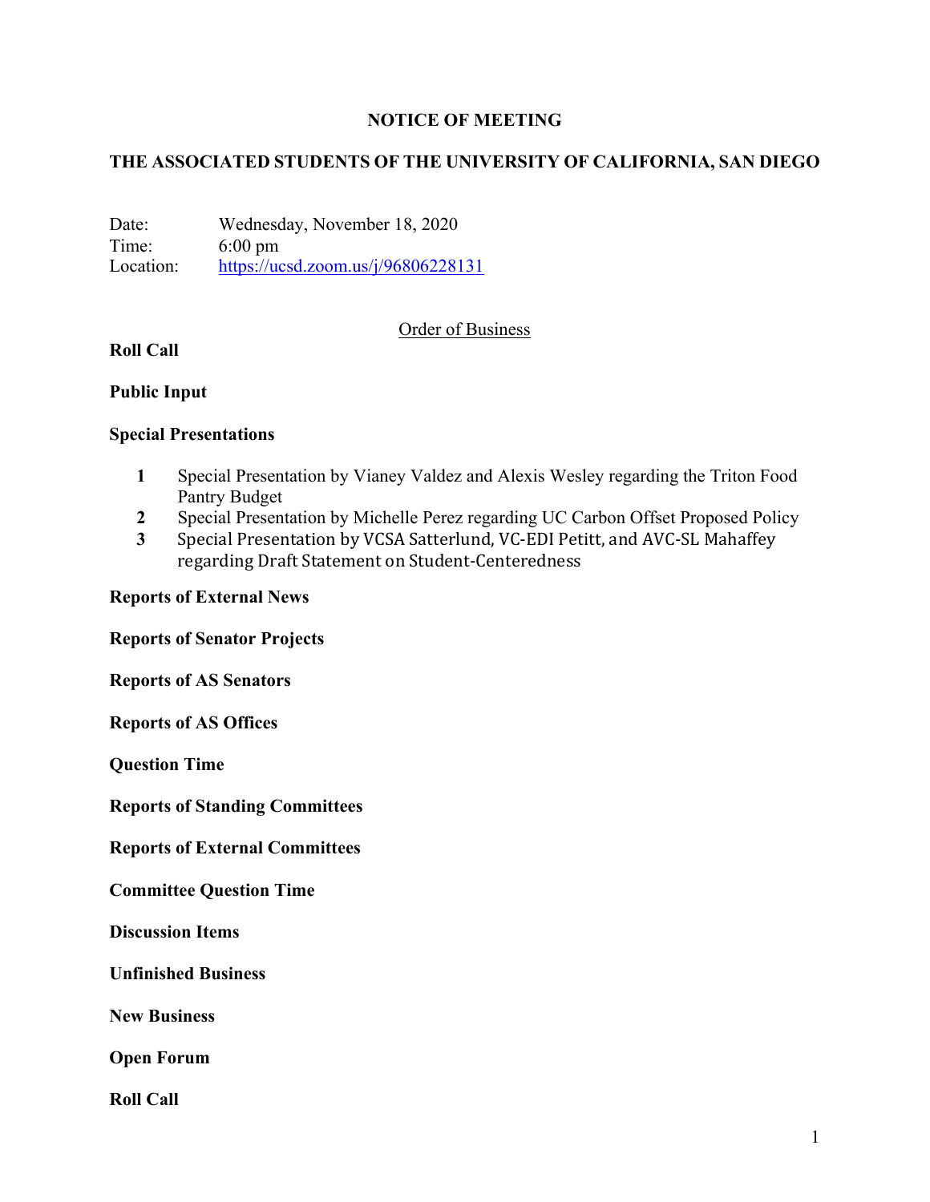# NOTICE OF MEETING

## THE ASSOCIATED STUDENTS OF THE UNIVERSITY OF CALIFORNIA, SAN DIEGO

Date: Wednesday, November 18, 2020
Time: 6:00 pm
Location: https://ucsd.zoom.us/j/96806228131

Order of Business

**Roll Call**

**Public Input**

**Special Presentations**

1. Special Presentation by Vianey Valdez and Alexis Wesley regarding the Triton Food Pantry Budget
2. Special Presentation by Michelle Perez regarding UC Carbon Offset Proposed Policy
3. Special Presentation by VCSA Satterlund, VC-EDI Petitt, and AVC-SL Mahaffey regarding Draft Statement on Student-Centeredness

**Reports of External News**

**Reports of Senator Projects**

**Reports of AS Senators**

**Reports of AS Offices**

**Question Time**

**Reports of Standing Committees**

**Reports of External Committees**

**Committee Question Time**

**Discussion Items**

**Unfinished Business**

**New Business**

**Open Forum**

**Roll Call**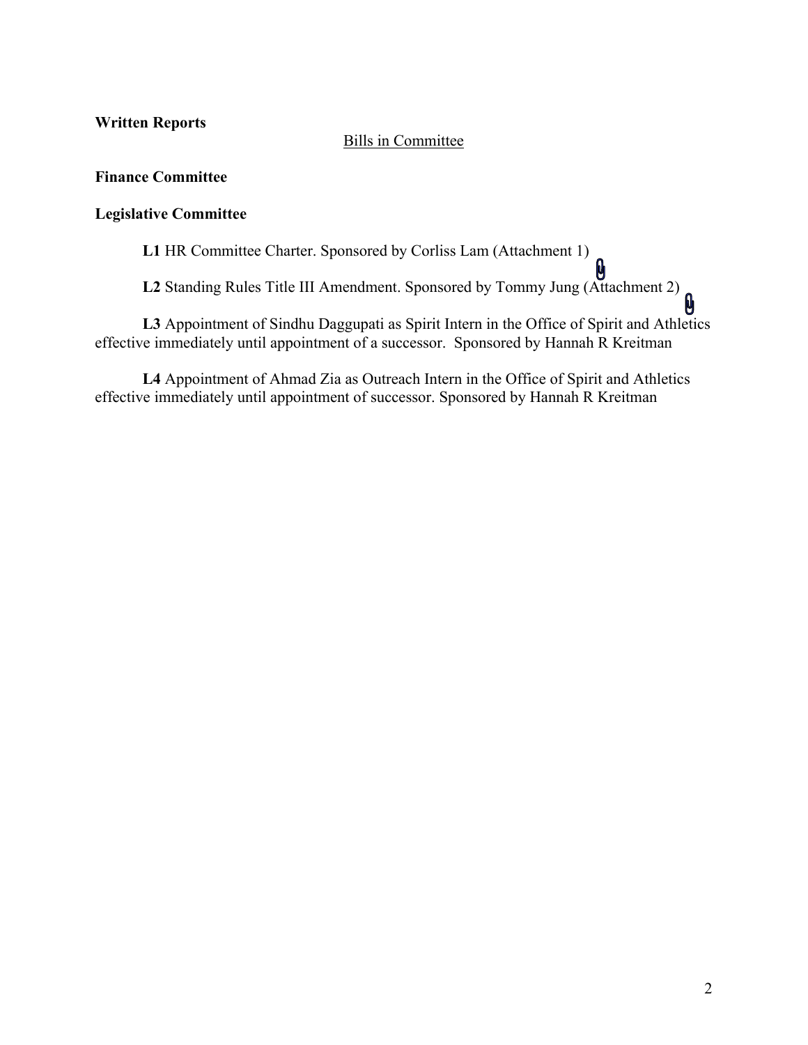**Written Reports**

Bills in Committee

**Finance Committee**

**Legislative Committee**

**L1** HR Committee Charter. Sponsored by Corliss Lam (Attachment 1)

**L2** Standing Rules Title III Amendment. Sponsored by Tommy Jung (Attachment 2)

**L3** Appointment of Sindhu Daggupati as Spirit Intern in the Office of Spirit and Athletics effective immediately until appointment of a successor. Sponsored by Hannah R Kreitman

**L4** Appointment of Ahmad Zia as Outreach Intern in the Office of Spirit and Athletics effective immediately until appointment of successor. Sponsored by Hannah R Kreitman